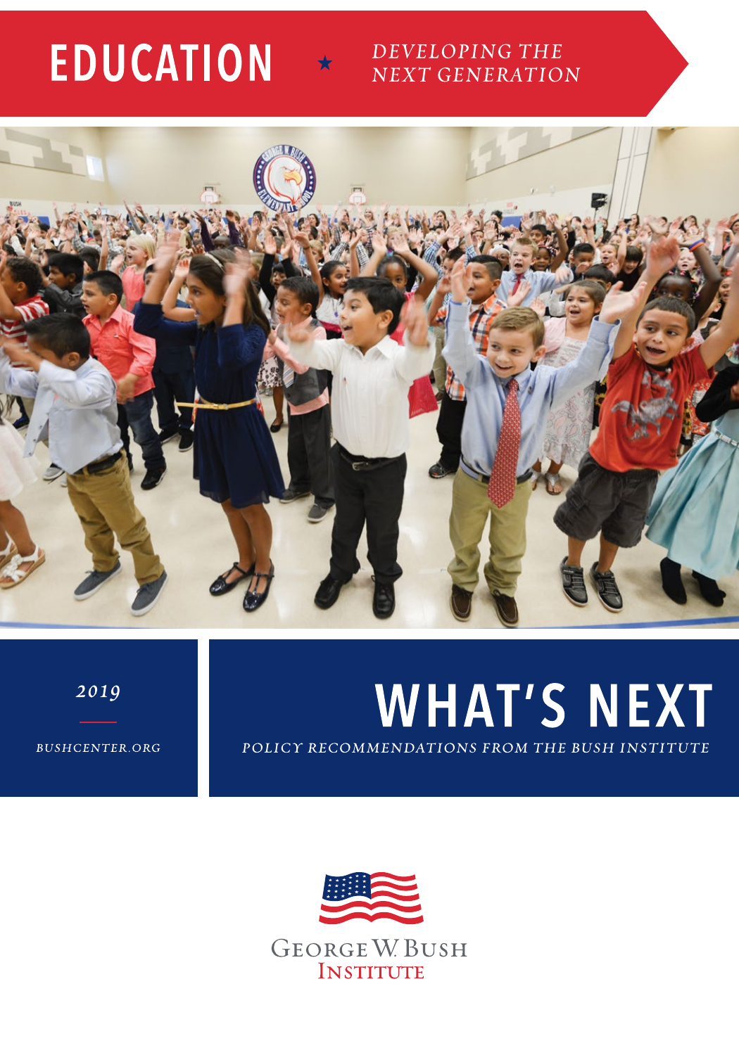# EDUCATION ★ *DEVELOPING THE NEXT GENERATION*

*2019*

*BUSHCENTER.ORG*

# WHAT'S NEXT

*POLICY RECOMMENDATIONS FROM THE BUSH INSTITUTE*

GEORGE W. BUSH INSTITUTE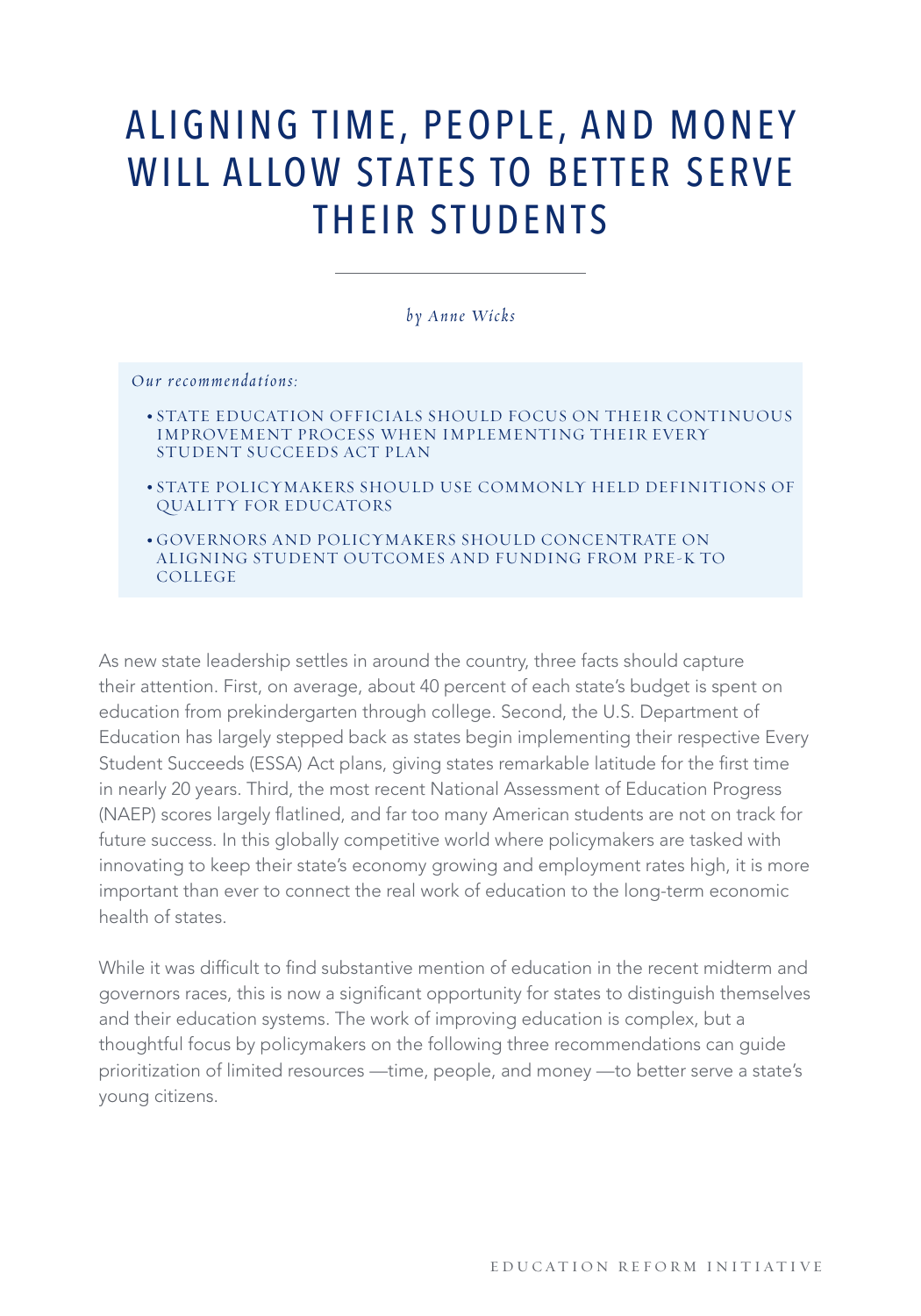# ALIGNING TIME, PEOPLE, AND MONEY WILL ALLOW STATES TO BETTER SERVE THEIR STUDENTS

*by Anne Wicks*

*Our recommendations:*

- STATE EDUCATION OFFICIALS SHOULD FOCUS ON THEIR CONTINUOUS IMPROVEMENT PROCESS WHEN IMPLEMENTING THEIR EVERY STUDENT SUCCEEDS ACT PLAN
- STATE POLICYMAKERS SHOULD USE COMMONLY HELD DEFINITIONS OF QUALITY FOR EDUCATORS
- GOVERNORS AND POLICYMAKERS SHOULD CONCENTRATE ON ALIGNING STUDENT OUTCOMES AND FUNDING FROM PRE-K TO COLLEGE

As new state leadership settles in around the country, three facts should capture their attention. First, on average, about 40 percent of each state's budget is spent on education from prekindergarten through college. Second, the U.S. Department of Education has largely stepped back as states begin implementing their respective Every Student Succeeds (ESSA) Act plans, giving states remarkable latitude for the first time in nearly 20 years. Third, the most recent National Assessment of Education Progress (NAEP) scores largely flatlined, and far too many American students are not on track for future success. In this globally competitive world where policymakers are tasked with innovating to keep their state's economy growing and employment rates high, it is more important than ever to connect the real work of education to the long-term economic health of states.

While it was difficult to find substantive mention of education in the recent midterm and governors races, this is now a significant opportunity for states to distinguish themselves and their education systems. The work of improving education is complex, but a thoughtful focus by policymakers on the following three recommendations can guide prioritization of limited resources —time, people, and money —to better serve a state's young citizens.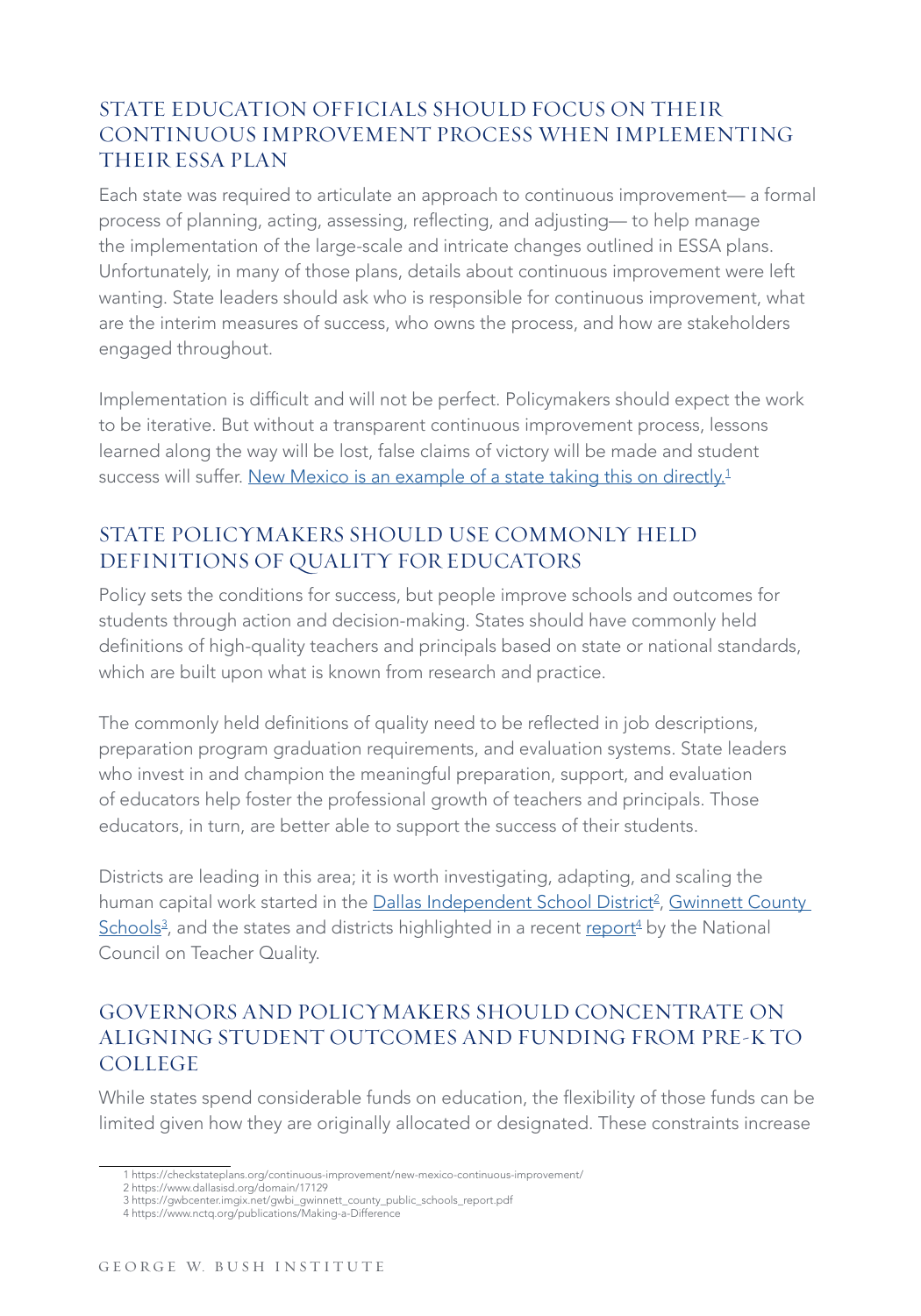## STATE EDUCATION OFFICIALS SHOULD FOCUS ON THEIR CONTINUOUS IMPROVEMENT PROCESS WHEN IMPLEMENTING THEIR ESSA PLAN

Each state was required to articulate an approach to continuous improvement— a formal process of planning, acting, assessing, reflecting, and adjusting— to help manage the implementation of the large-scale and intricate changes outlined in ESSA plans. Unfortunately, in many of those plans, details about continuous improvement were left wanting. State leaders should ask who is responsible for continuous improvement, what are the interim measures of success, who owns the process, and how are stakeholders engaged throughout.

Implementation is difficult and will not be perfect. Policymakers should expect the work to be iterative. But without a transparent continuous improvement process, lessons learned along the way will be lost, false claims of victory will be made and student success will suffer. New Mexico is an example of a state taking this on directly.[1]

## STATE POLICYMAKERS SHOULD USE COMMONLY HELD DEFINITIONS OF QUALITY FOR EDUCATORS

Policy sets the conditions for success, but people improve schools and outcomes for students through action and decision-making. States should have commonly held definitions of high-quality teachers and principals based on state or national standards, which are built upon what is known from research and practice.

The commonly held definitions of quality need to be reflected in job descriptions, preparation program graduation requirements, and evaluation systems. State leaders who invest in and champion the meaningful preparation, support, and evaluation of educators help foster the professional growth of teachers and principals. Those educators, in turn, are better able to support the success of their students.

Districts are leading in this area; it is worth investigating, adapting, and scaling the human capital work started in the Dallas Independent School District[2], Gwinnett County Schools[3], and the states and districts highlighted in a recent report[4] by the National Council on Teacher Quality.

## GOVERNORS AND POLICYMAKERS SHOULD CONCENTRATE ON ALIGNING STUDENT OUTCOMES AND FUNDING FROM PRE-K TO COLLEGE

While states spend considerable funds on education, the flexibility of those funds can be limited given how they are originally allocated or designated. These constraints increase

---

1 https://checkstateplans.org/continuous-improvement/new-mexico-continuous-improvement/
2 https://www.dallasisd.org/domain/17129
3 https://gwbcenter.imgix.net/gwbi_gwinnett_county_public_schools_report.pdf
4 https://www.nctq.org/publications/Making-a-Difference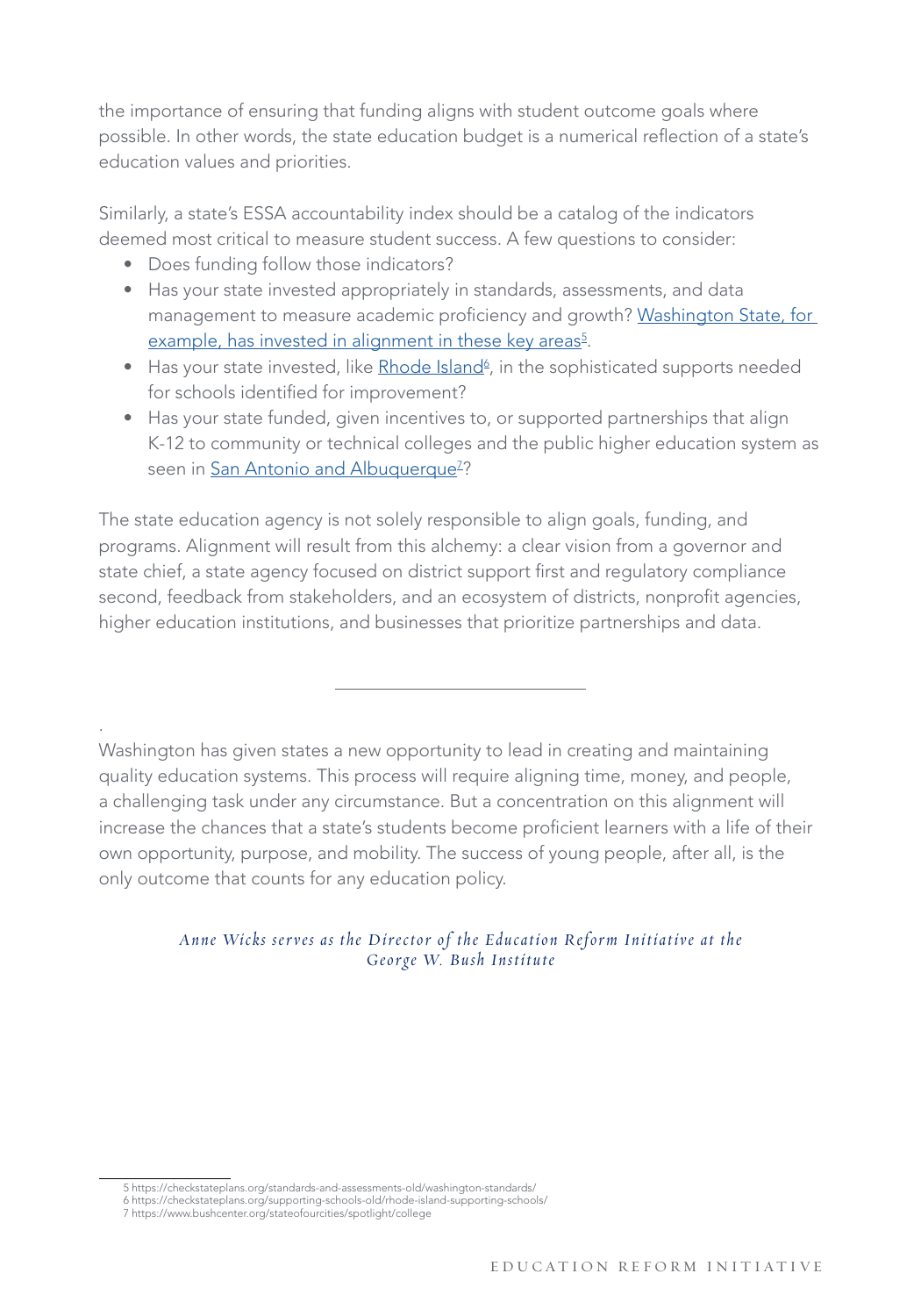the importance of ensuring that funding aligns with student outcome goals where possible. In other words, the state education budget is a numerical reflection of a state's education values and priorities.

Similarly, a state's ESSA accountability index should be a catalog of the indicators deemed most critical to measure student success. A few questions to consider:

- Does funding follow those indicators?
- Has your state invested appropriately in standards, assessments, and data management to measure academic proficiency and growth? Washington State, for example, has invested in alignment in these key areas[5].
- Has your state invested, like Rhode Island[6], in the sophisticated supports needed for schools identified for improvement?
- Has your state funded, given incentives to, or supported partnerships that align K-12 to community or technical colleges and the public higher education system as seen in San Antonio and Albuquerque[7]?

The state education agency is not solely responsible to align goals, funding, and programs. Alignment will result from this alchemy: a clear vision from a governor and state chief, a state agency focused on district support first and regulatory compliance second, feedback from stakeholders, and an ecosystem of districts, nonprofit agencies, higher education institutions, and businesses that prioritize partnerships and data.

---

Washington has given states a new opportunity to lead in creating and maintaining quality education systems. This process will require aligning time, money, and people, a challenging task under any circumstance. But a concentration on this alignment will increase the chances that a state's students become proficient learners with a life of their own opportunity, purpose, and mobility. The success of young people, after all, is the only outcome that counts for any education policy.

*Anne Wicks serves as the Director of the Education Reform Initiative at the George W. Bush Institute*

5 https://checkstateplans.org/standards-and-assessments-old/washington-standards/
6 https://checkstateplans.org/supporting-schools-old/rhode-island-supporting-schools/
7 https://www.bushcenter.org/stateofourcities/spotlight/college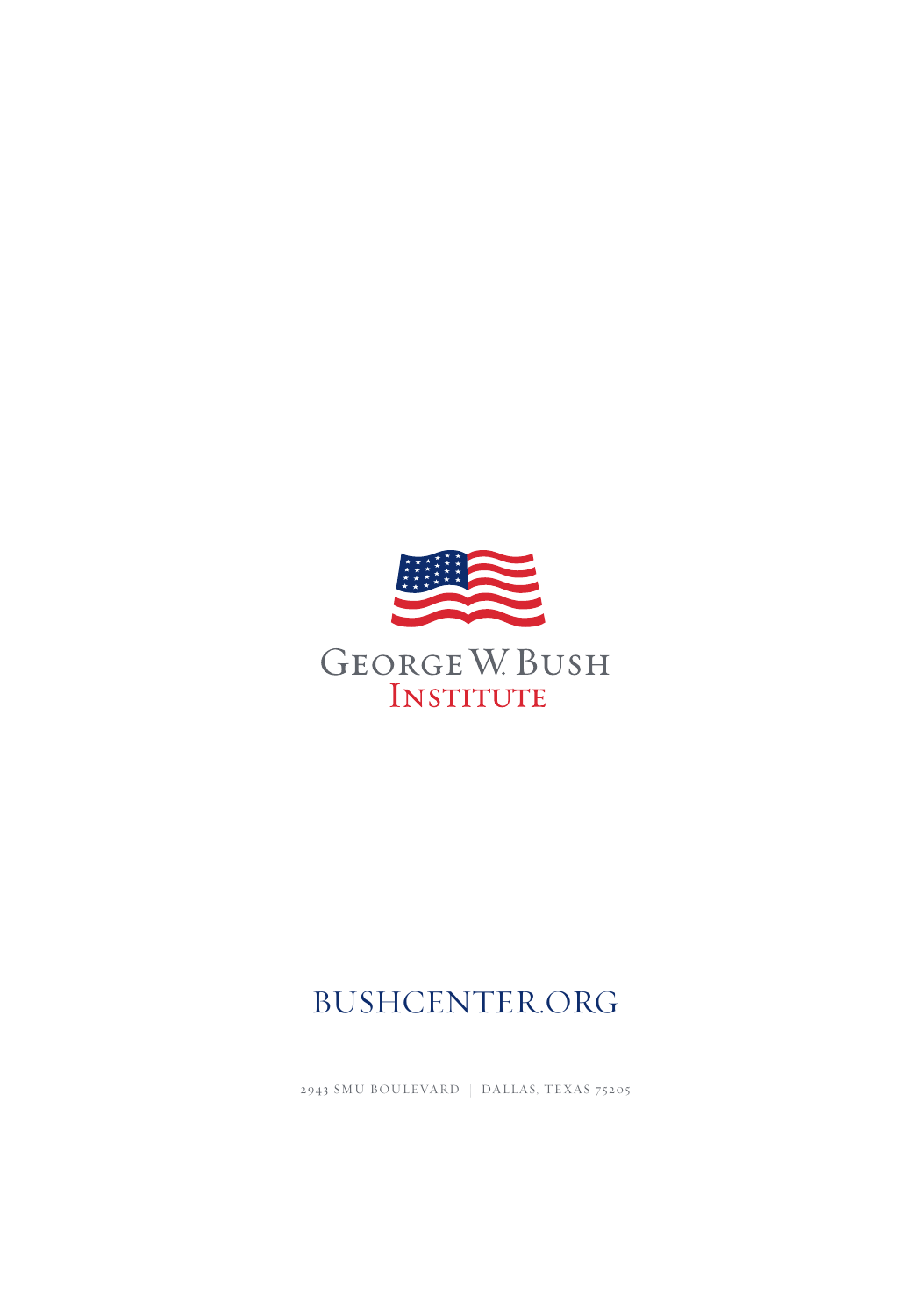George W. Bush
Institute

BUSHCENTER.ORG

2943 SMU BOULEVARD | DALLAS, TEXAS 75205